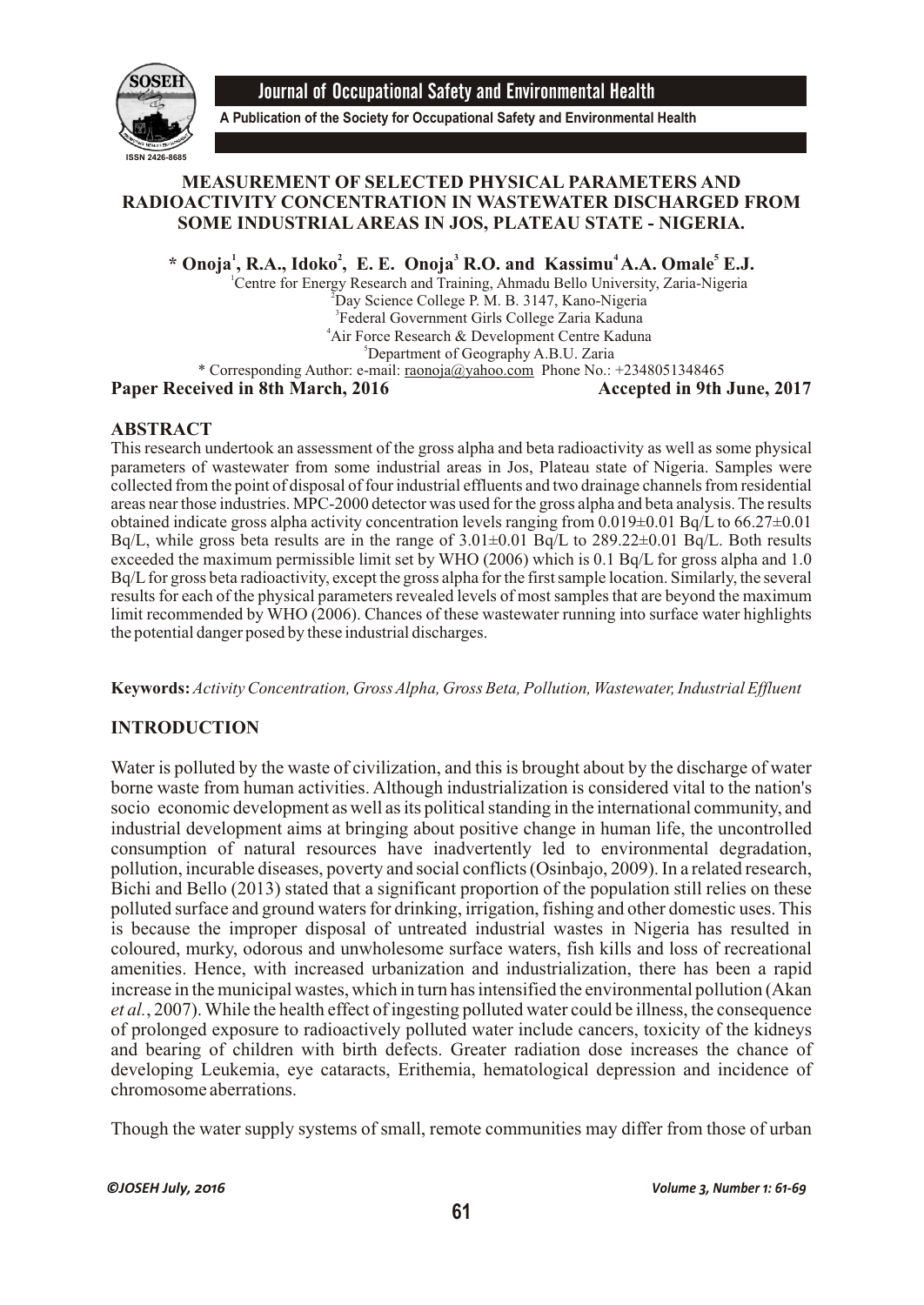# MEASUREMENT OF SELECTED PHYSICAL PARAMETERS AND RADIOACTIVITY CONCENTRATION IN WASTEWATER DISCHARGED FROM SOME INDUSTRIAL AREAS IN JOS, PLATEAU STATE - NIGERIA.

**\* Onoja[1], R.A., Idoko[2], E. E. Onoja[3] R.O. and Kassimu[4] A.A. Omale[5] E.J.**

[1]Centre for Energy Research and Training, Ahmadu Bello University, Zaria-Nigeria
[2]Day Science College P. M. B. 3147, Kano-Nigeria
[3]Federal Government Girls College Zaria Kaduna
[4]Air Force Research & Development Centre Kaduna
[5]Department of Geography A.B.U. Zaria
\* Corresponding Author: e-mail: raonoja@yahoo.com Phone No.: +2348051348465

**Paper Received in 8th March, 2016** **Accepted in 9th June, 2017**

## ABSTRACT

This research undertook an assessment of the gross alpha and beta radioactivity as well as some physical parameters of wastewater from some industrial areas in Jos, Plateau state of Nigeria. Samples were collected from the point of disposal of four industrial effluents and two drainage channels from residential areas near those industries. MPC-2000 detector was used for the gross alpha and beta analysis. The results obtained indicate gross alpha activity concentration levels ranging from 0.019±0.01 Bq/L to 66.27±0.01 Bq/L, while gross beta results are in the range of 3.01±0.01 Bq/L to 289.22±0.01 Bq/L. Both results exceeded the maximum permissible limit set by WHO (2006) which is 0.1 Bq/L for gross alpha and 1.0 Bq/L for gross beta radioactivity, except the gross alpha for the first sample location. Similarly, the several results for each of the physical parameters revealed levels of most samples that are beyond the maximum limit recommended by WHO (2006). Chances of these wastewater running into surface water highlights the potential danger posed by these industrial discharges.

**Keywords:** *Activity Concentration, Gross Alpha, Gross Beta, Pollution, Wastewater, Industrial Effluent*

## INTRODUCTION

Water is polluted by the waste of civilization, and this is brought about by the discharge of water borne waste from human activities. Although industrialization is considered vital to the nation's socio economic development as well as its political standing in the international community, and industrial development aims at bringing about positive change in human life, the uncontrolled consumption of natural resources have inadvertently led to environmental degradation, pollution, incurable diseases, poverty and social conflicts (Osinbajo, 2009). In a related research, Bichi and Bello (2013) stated that a significant proportion of the population still relies on these polluted surface and ground waters for drinking, irrigation, fishing and other domestic uses. This is because the improper disposal of untreated industrial wastes in Nigeria has resulted in coloured, murky, odorous and unwholesome surface waters, fish kills and loss of recreational amenities. Hence, with increased urbanization and industrialization, there has been a rapid increase in the municipal wastes, which in turn has intensified the environmental pollution (Akan *et al.*, 2007). While the health effect of ingesting polluted water could be illness, the consequence of prolonged exposure to radioactively polluted water include cancers, toxicity of the kidneys and bearing of children with birth defects. Greater radiation dose increases the chance of developing Leukemia, eye cataracts, Erithemia, hematological depression and incidence of chromosome aberrations.

Though the water supply systems of small, remote communities may differ from those of urban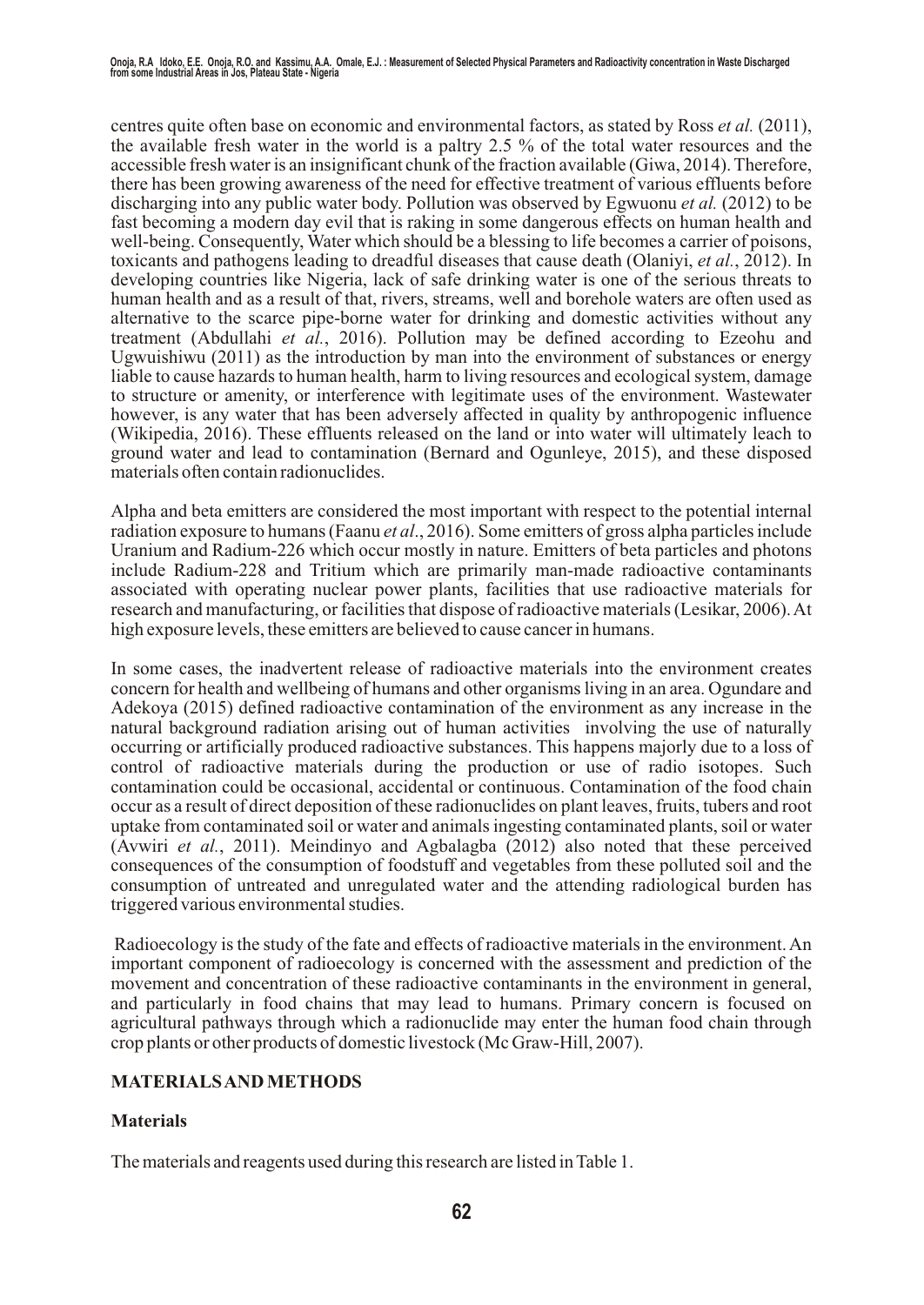centres quite often base on economic and environmental factors, as stated by Ross *et al.* (2011), the available fresh water in the world is a paltry 2.5 % of the total water resources and the accessible fresh water is an insignificant chunk of the fraction available (Giwa, 2014). Therefore, there has been growing awareness of the need for effective treatment of various effluents before discharging into any public water body. Pollution was observed by Egwuonu *et al.* (2012) to be fast becoming a modern day evil that is raking in some dangerous effects on human health and well-being. Consequently, Water which should be a blessing to life becomes a carrier of poisons, toxicants and pathogens leading to dreadful diseases that cause death (Olaniyi, *et al.*, 2012). In developing countries like Nigeria, lack of safe drinking water is one of the serious threats to human health and as a result of that, rivers, streams, well and borehole waters are often used as alternative to the scarce pipe-borne water for drinking and domestic activities without any treatment (Abdullahi *et al.*, 2016). Pollution may be defined according to Ezeohu and Ugwuishiwu (2011) as the introduction by man into the environment of substances or energy liable to cause hazards to human health, harm to living resources and ecological system, damage to structure or amenity, or interference with legitimate uses of the environment. Wastewater however, is any water that has been adversely affected in quality by anthropogenic influence (Wikipedia, 2016). These effluents released on the land or into water will ultimately leach to ground water and lead to contamination (Bernard and Ogunleye, 2015), and these disposed materials often contain radionuclides.

Alpha and beta emitters are considered the most important with respect to the potential internal radiation exposure to humans (Faanu *et al*., 2016). Some emitters of gross alpha particles include Uranium and Radium-226 which occur mostly in nature. Emitters of beta particles and photons include Radium-228 and Tritium which are primarily man-made radioactive contaminants associated with operating nuclear power plants, facilities that use radioactive materials for research and manufacturing, or facilities that dispose of radioactive materials (Lesikar, 2006). At high exposure levels, these emitters are believed to cause cancer in humans.

In some cases, the inadvertent release of radioactive materials into the environment creates concern for health and wellbeing of humans and other organisms living in an area. Ogundare and Adekoya (2015) defined radioactive contamination of the environment as any increase in the natural background radiation arising out of human activities involving the use of naturally occurring or artificially produced radioactive substances. This happens majorly due to a loss of control of radioactive materials during the production or use of radio isotopes. Such contamination could be occasional, accidental or continuous. Contamination of the food chain occur as a result of direct deposition of these radionuclides on plant leaves, fruits, tubers and root uptake from contaminated soil or water and animals ingesting contaminated plants, soil or water (Avwiri *et al.*, 2011). Meindinyo and Agbalagba (2012) also noted that these perceived consequences of the consumption of foodstuff and vegetables from these polluted soil and the consumption of untreated and unregulated water and the attending radiological burden has triggered various environmental studies.

Radioecology is the study of the fate and effects of radioactive materials in the environment. An important component of radioecology is concerned with the assessment and prediction of the movement and concentration of these radioactive contaminants in the environment in general, and particularly in food chains that may lead to humans. Primary concern is focused on agricultural pathways through which a radionuclide may enter the human food chain through crop plants or other products of domestic livestock (Mc Graw-Hill, 2007).

## MATERIALS AND METHODS

### Materials

The materials and reagents used during this research are listed in Table 1.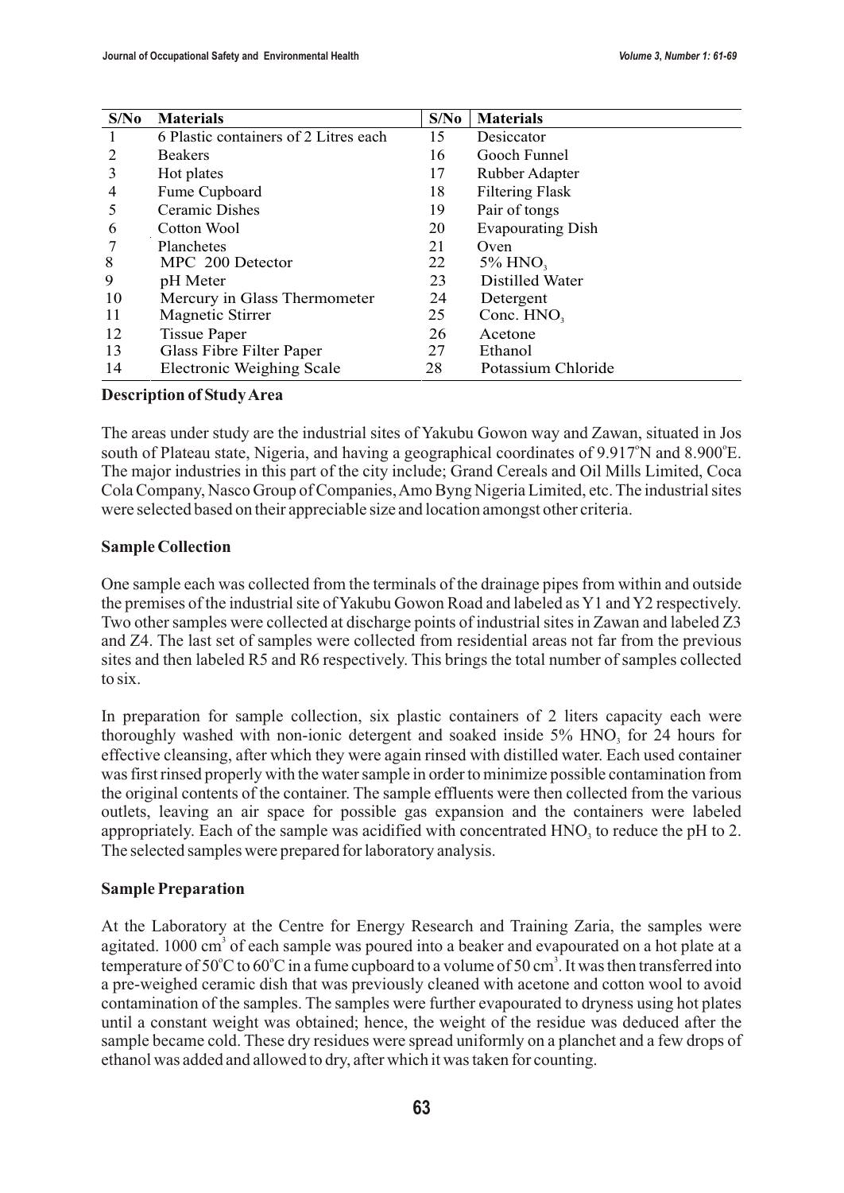| S/No | Materials | S/No | Materials |
|---|---|---|---|
| 1 | 6 Plastic containers of 2 Litres each | 15 | Desiccator |
| 2 | Beakers | 16 | Gooch Funnel |
| 3 | Hot plates | 17 | Rubber Adapter |
| 4 | Fume Cupboard | 18 | Filtering Flask |
| 5 | Ceramic Dishes | 19 | Pair of tongs |
| 6 | Cotton Wool | 20 | Evapourating Dish |
| 7 | Planchetes | 21 | Oven |
| 8 | MPC 200 Detector | 22 | 5% $HNO_3$ |
| 9 | pH Meter | 23 | Distilled Water |
| 10 | Mercury in Glass Thermometer | 24 | Detergent |
| 11 | Magnetic Stirrer | 25 | Conc. $HNO_3$ |
| 12 | Tissue Paper | 26 | Acetone |
| 13 | Glass Fibre Filter Paper | 27 | Ethanol |
| 14 | Electronic Weighing Scale | 28 | Potassium Chloride |

**Description of Study Area**

The areas under study are the industrial sites of Yakubu Gowon way and Zawan, situated in Jos south of Plateau state, Nigeria, and having a geographical coordinates of 9.917°N and 8.900°E. The major industries in this part of the city include; Grand Cereals and Oil Mills Limited, Coca Cola Company, Nasco Group of Companies, Amo Byng Nigeria Limited, etc. The industrial sites were selected based on their appreciable size and location amongst other criteria.

**Sample Collection**

One sample each was collected from the terminals of the drainage pipes from within and outside the premises of the industrial site of Yakubu Gowon Road and labeled as Y1 and Y2 respectively. Two other samples were collected at discharge points of industrial sites in Zawan and labeled Z3 and Z4. The last set of samples were collected from residential areas not far from the previous sites and then labeled R5 and R6 respectively. This brings the total number of samples collected to six.

In preparation for sample collection, six plastic containers of 2 liters capacity each were thoroughly washed with non-ionic detergent and soaked inside 5% $HNO_3$ for 24 hours for effective cleansing, after which they were again rinsed with distilled water. Each used container was first rinsed properly with the water sample in order to minimize possible contamination from the original contents of the container. The sample effluents were then collected from the various outlets, leaving an air space for possible gas expansion and the containers were labeled appropriately. Each of the sample was acidified with concentrated $HNO_3$ to reduce the pH to 2. The selected samples were prepared for laboratory analysis.

**Sample Preparation**

At the Laboratory at the Centre for Energy Research and Training Zaria, the samples were agitated. 1000 $cm^3$ of each sample was poured into a beaker and evapourated on a hot plate at a temperature of 50°C to 60°C in a fume cupboard to a volume of 50 $cm^3$. It was then transferred into a pre-weighed ceramic dish that was previously cleaned with acetone and cotton wool to avoid contamination of the samples. The samples were further evapourated to dryness using hot plates until a constant weight was obtained; hence, the weight of the residue was deduced after the sample became cold. These dry residues were spread uniformly on a planchet and a few drops of ethanol was added and allowed to dry, after which it was taken for counting.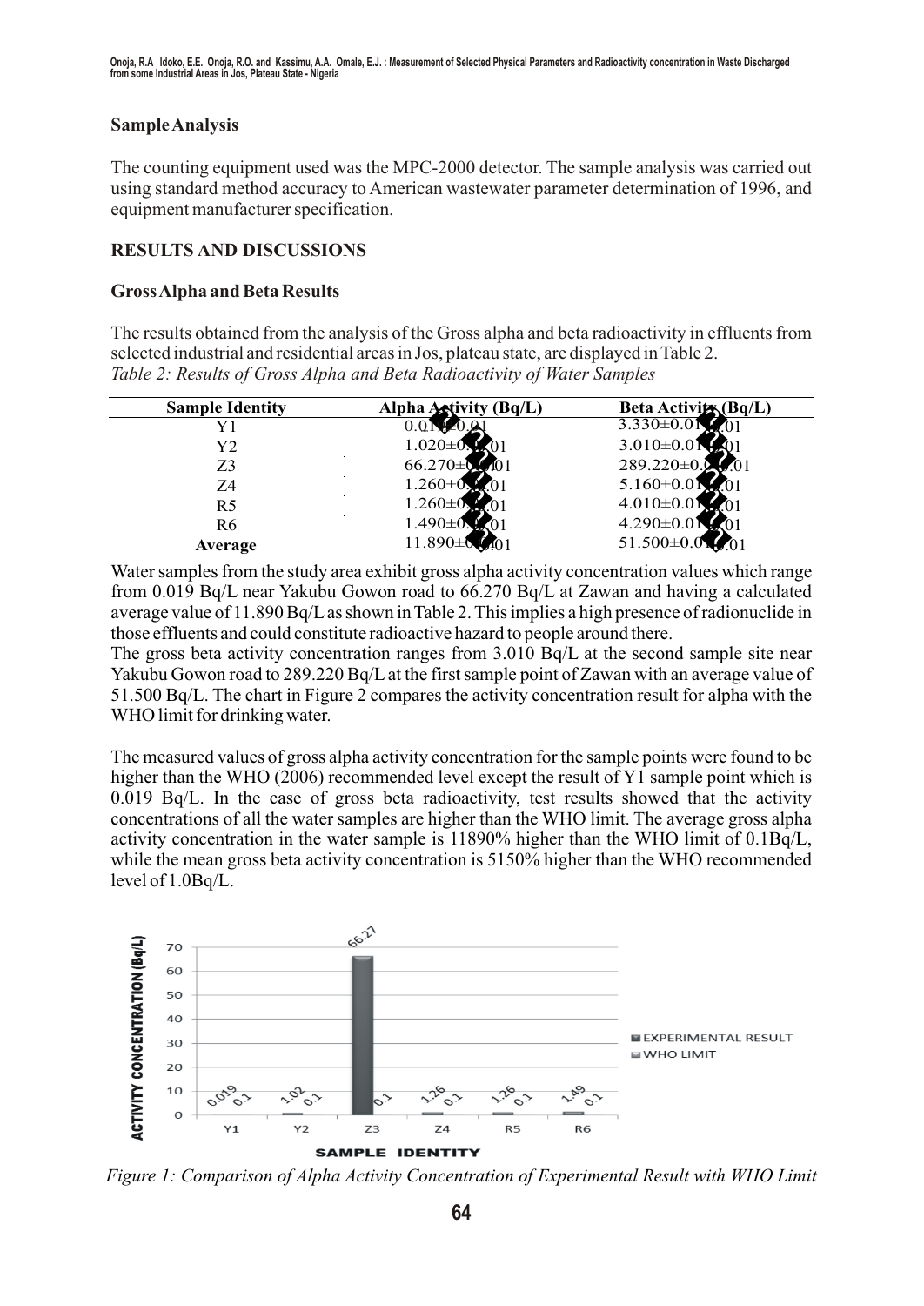### Sample Analysis

The counting equipment used was the MPC-2000 detector. The sample analysis was carried out using standard method accuracy to American wastewater parameter determination of 1996, and equipment manufacturer specification.

## RESULTS AND DISCUSSIONS

### Gross Alpha and Beta Results

The results obtained from the analysis of the Gross alpha and beta radioactivity in effluents from selected industrial and residential areas in Jos, plateau state, are displayed in Table 2.

*Table 2: Results of Gross Alpha and Beta Radioactivity of Water Samples*

| Sample Identity | Alpha Activity (Bq/L) | Beta Activity (Bq/L) |
|---|---|---|
| Y1 | 0.019±0.001 | 3.330±0.001 |
| Y2 | 1.020±0.001 | 3.010±0.001 |
| Z3 | 66.270±0.001 | 289.220±0.001 |
| Z4 | 1.260±0.001 | 5.160±0.001 |
| R5 | 1.260±0.001 | 4.010±0.001 |
| R6 | 1.490±0.001 | 4.290±0.001 |
| **Average** | 11.890±0.001 | 51.500±0.001 |

Water samples from the study area exhibit gross alpha activity concentration values which range from 0.019 Bq/L near Yakubu Gowon road to 66.270 Bq/L at Zawan and having a calculated average value of 11.890 Bq/L as shown in Table 2. This implies a high presence of radionuclide in those effluents and could constitute radioactive hazard to people around there.

The gross beta activity concentration ranges from 3.010 Bq/L at the second sample site near Yakubu Gowon road to 289.220 Bq/L at the first sample point of Zawan with an average value of 51.500 Bq/L. The chart in Figure 2 compares the activity concentration result for alpha with the WHO limit for drinking water.

The measured values of gross alpha activity concentration for the sample points were found to be higher than the WHO (2006) recommended level except the result of Y1 sample point which is 0.019 Bq/L. In the case of gross beta radioactivity, test results showed that the activity concentrations of all the water samples are higher than the WHO limit. The average gross alpha activity concentration in the water sample is 11890% higher than the WHO limit of 0.1Bq/L, while the mean gross beta activity concentration is 5150% higher than the WHO recommended level of 1.0Bq/L.

*Figure 1: Comparison of Alpha Activity Concentration of Experimental Result with WHO Limit*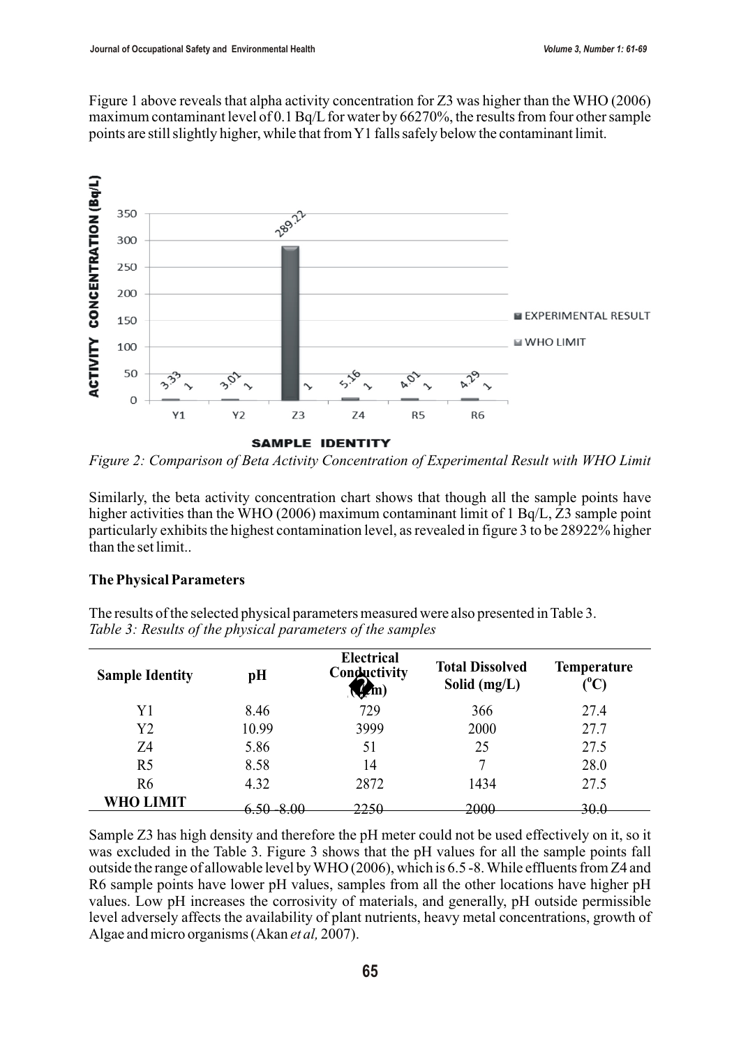Figure 1 above reveals that alpha activity concentration for Z3 was higher than the WHO (2006) maximum contaminant level of 0.1 Bq/L for water by 66270%, the results from four other sample points are still slightly higher, while that from Y1 falls safely below the contaminant limit.

*Figure 2: Comparison of Beta Activity Concentration of Experimental Result with WHO Limit*

Similarly, the beta activity concentration chart shows that though all the sample points have higher activities than the WHO (2006) maximum contaminant limit of 1 Bq/L, Z3 sample point particularly exhibits the highest contamination level, as revealed in figure 3 to be 28922% higher than the set limit..

**The Physical Parameters**

The results of the selected physical parameters measured were also presented in Table 3.

*Table 3: Results of the physical parameters of the samples*

| Sample Identity | pH | Electrical Conductivity (?/m) | Total Dissolved Solid (mg/L) | Temperature ($^oC$) |
|---|---|---|---|---|
| Y1 | 8.46 | 729 | 366 | 27.4 |
| Y2 | 10.99 | 3999 | 2000 | 27.7 |
| Z4 | 5.86 | 51 | 25 | 27.5 |
| R5 | 8.58 | 14 | 7 | 28.0 |
| R6 | 4.32 | 2872 | 1434 | 27.5 |
| **WHO LIMIT** | 6.50 -8.00 | 2250 | 2000 | 30.0 |

Sample Z3 has high density and therefore the pH meter could not be used effectively on it, so it was excluded in the Table 3. Figure 3 shows that the pH values for all the sample points fall outside the range of allowable level by WHO (2006), which is 6.5 -8. While effluents from Z4 and R6 sample points have lower pH values, samples from all the other locations have higher pH values. Low pH increases the corrosivity of materials, and generally, pH outside permissible level adversely affects the availability of plant nutrients, heavy metal concentrations, growth of Algae and micro organisms (Akan *et al,* 2007).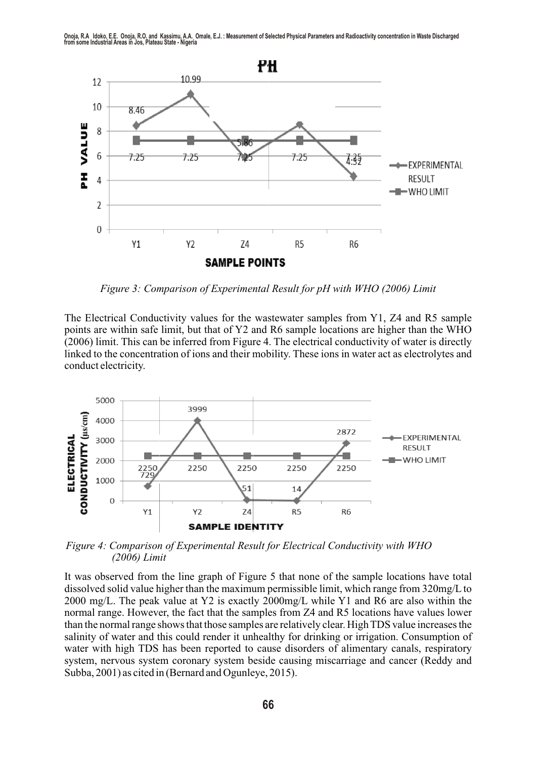*Figure 3: Comparison of Experimental Result for pH with WHO (2006) Limit*

The Electrical Conductivity values for the wastewater samples from Y1, Z4 and R5 sample points are within safe limit, but that of Y2 and R6 sample locations are higher than the WHO (2006) limit. This can be inferred from Figure 4. The electrical conductivity of water is directly linked to the concentration of ions and their mobility. These ions in water act as electrolytes and conduct electricity.

*Figure 4: Comparison of Experimental Result for Electrical Conductivity with WHO (2006) Limit*

It was observed from the line graph of Figure 5 that none of the sample locations have total dissolved solid value higher than the maximum permissible limit, which range from 320mg/L to 2000 mg/L. The peak value at Y2 is exactly 2000mg/L while Y1 and R6 are also within the normal range. However, the fact that the samples from Z4 and R5 locations have values lower than the normal range shows that those samples are relatively clear. High TDS value increases the salinity of water and this could render it unhealthy for drinking or irrigation. Consumption of water with high TDS has been reported to cause disorders of alimentary canals, respiratory system, nervous system coronary system beside causing miscarriage and cancer (Reddy and Subba, 2001) as cited in (Bernard and Ogunleye, 2015).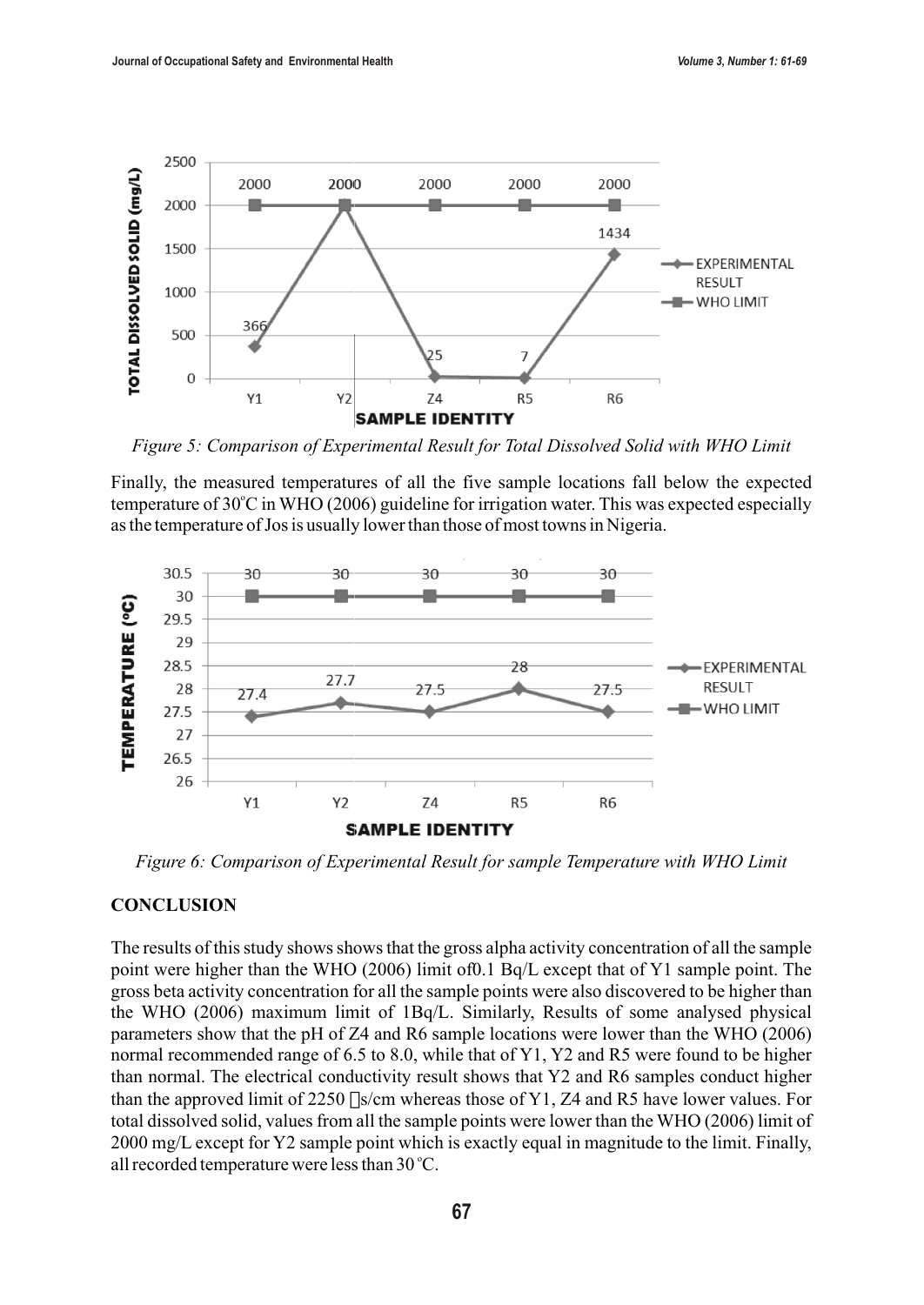*Figure 5: Comparison of Experimental Result for Total Dissolved Solid with WHO Limit*

Finally, the measured temperatures of all the five sample locations fall below the expected temperature of 30°C in WHO (2006) guideline for irrigation water. This was expected especially as the temperature of Jos is usually lower than those of most towns in Nigeria.

*Figure 6: Comparison of Experimental Result for sample Temperature with WHO Limit*

## CONCLUSION

The results of this study shows shows that the gross alpha activity concentration of all the sample point were higher than the WHO (2006) limit of0.1 Bq/L except that of Y1 sample point. The gross beta activity concentration for all the sample points were also discovered to be higher than the WHO (2006) maximum limit of 1Bq/L. Similarly, Results of some analysed physical parameters show that the pH of Z4 and R6 sample locations were lower than the WHO (2006) normal recommended range of 6.5 to 8.0, while that of Y1, Y2 and R5 were found to be higher than normal. The electrical conductivity result shows that Y2 and R6 samples conduct higher than the approved limit of 2250 s/cm whereas those of Y1, Z4 and R5 have lower values. For total dissolved solid, values from all the sample points were lower than the WHO (2006) limit of 2000 mg/L except for Y2 sample point which is exactly equal in magnitude to the limit. Finally, all recorded temperature were less than 30°C.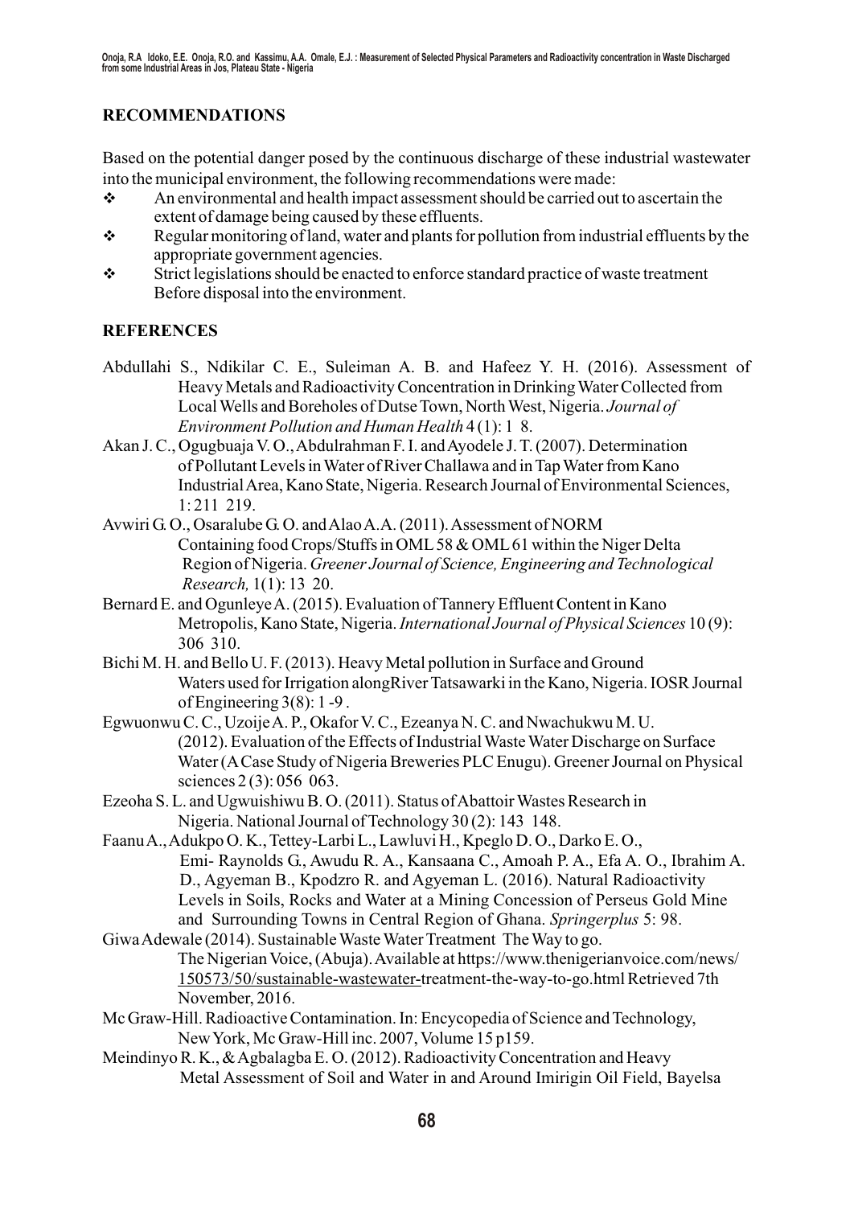## RECOMMENDATIONS

Based on the potential danger posed by the continuous discharge of these industrial wastewater into the municipal environment, the following recommendations were made:

- An environmental and health impact assessment should be carried out to ascertain the extent of damage being caused by these effluents.
- Regular monitoring of land, water and plants for pollution from industrial effluents by the appropriate government agencies.
- Strict legislations should be enacted to enforce standard practice of waste treatment Before disposal into the environment.

## REFERENCES

Abdullahi S., Ndikilar C. E., Suleiman A. B. and Hafeez Y. H. (2016). Assessment of Heavy Metals and Radioactivity Concentration in Drinking Water Collected from Local Wells and Boreholes of Dutse Town, North West, Nigeria. *Journal of Environment Pollution and Human Health* 4 (1): 1 8.

Akan J. C., Ogugbuaja V. O., Abdulrahman F. I. and Ayodele J. T. (2007). Determination of Pollutant Levels in Water of River Challawa and in Tap Water from Kano Industrial Area, Kano State, Nigeria. Research Journal of Environmental Sciences, 1: 211 219.

Avwiri G. O., Osaralube G. O. and Alao A.A. (2011). Assessment of NORM Containing food Crops/Stuffs in OML 58 & OML 61 within the Niger Delta Region of Nigeria. *Greener Journal of Science, Engineering and Technological Research,* 1(1): 13 20.

Bernard E. and Ogunleye A. (2015). Evaluation of Tannery Effluent Content in Kano Metropolis, Kano State, Nigeria. *International Journal of Physical Sciences* 10 (9): 306 310.

Bichi M. H. and Bello U. F. (2013). Heavy Metal pollution in Surface and Ground Waters used for Irrigation alongRiver Tatsawarki in the Kano, Nigeria. IOSR Journal of Engineering 3(8): 1 -9 .

Egwuonwu C. C., Uzoije A. P., Okafor V. C., Ezeanya N. C. and Nwachukwu M. U. (2012). Evaluation of the Effects of Industrial Waste Water Discharge on Surface Water (A Case Study of Nigeria Breweries PLC Enugu). Greener Journal on Physical sciences 2 (3): 056 063.

Ezeoha S. L. and Ugwuishiwu B. O. (2011). Status of Abattoir Wastes Research in Nigeria. National Journal of Technology 30 (2): 143 148.

Faanu A., Adukpo O. K., Tettey-Larbi L., Lawluvi H., Kpeglo D. O., Darko E. O., Emi- Raynolds G., Awudu R. A., Kansaana C., Amoah P. A., Efa A. O., Ibrahim A. D., Agyeman B., Kpodzro R. and Agyeman L. (2016). Natural Radioactivity Levels in Soils, Rocks and Water at a Mining Concession of Perseus Gold Mine and Surrounding Towns in Central Region of Ghana. *Springerplus* 5: 98.

Giwa Adewale (2014). Sustainable Waste Water Treatment The Way to go. The Nigerian Voice, (Abuja). Available at https://www.thenigerianvoice.com/news/150573/50/sustainable-wastewater-treatment-the-way-to-go.html Retrieved 7th November, 2016.

Mc Graw-Hill. Radioactive Contamination. In: Encycopedia of Science and Technology, New York, Mc Graw-Hill inc. 2007, Volume 15 p159.

Meindinyo R. K., & Agbalagba E. O. (2012). Radioactivity Concentration and Heavy Metal Assessment of Soil and Water in and Around Imirigin Oil Field, Bayelsa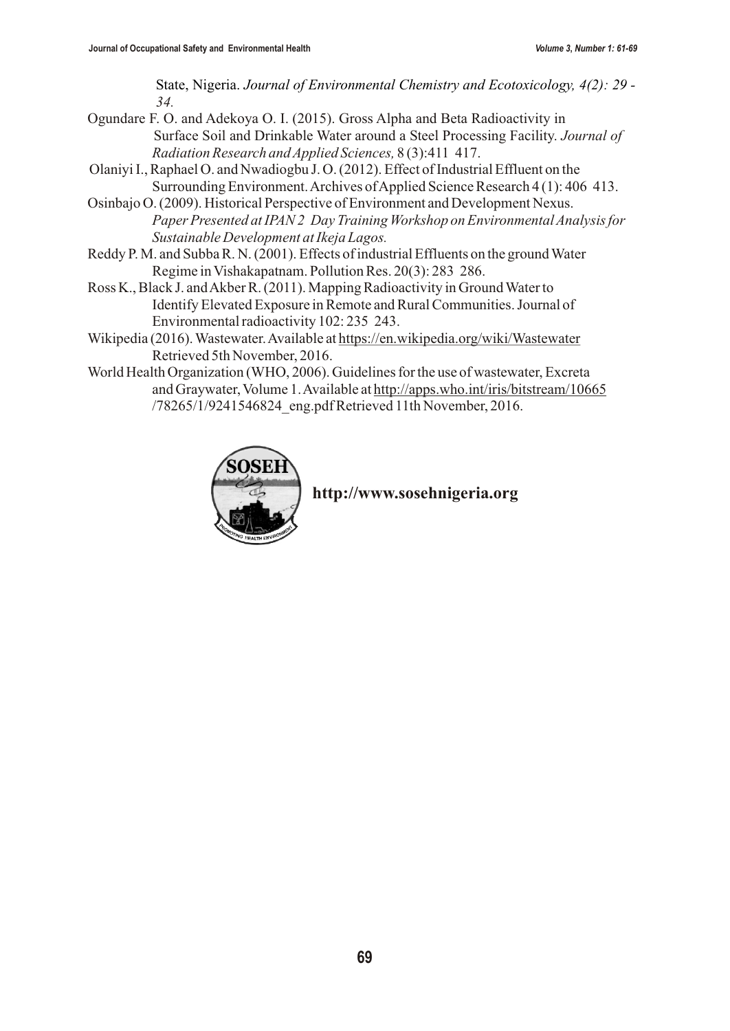State, Nigeria. *Journal of Environmental Chemistry and Ecotoxicology, 4(2): 29 - 34.*

Ogundare F. O. and Adekoya O. I. (2015). Gross Alpha and Beta Radioactivity in Surface Soil and Drinkable Water around a Steel Processing Facility. *Journal of Radiation Research and Applied Sciences,* 8 (3):411 417.

Olaniyi I., Raphael O. and Nwadiogbu J. O. (2012). Effect of Industrial Effluent on the Surrounding Environment. Archives of Applied Science Research 4 (1): 406 413.

Osinbajo O. (2009). Historical Perspective of Environment and Development Nexus. *Paper Presented at IPAN 2 Day Training Workshop on Environmental Analysis for Sustainable Development at Ikeja Lagos.*

Reddy P. M. and Subba R. N. (2001). Effects of industrial Effluents on the ground Water Regime in Vishakapatnam. Pollution Res. 20(3): 283 286.

Ross K., Black J. and Akber R. (2011). Mapping Radioactivity in Ground Water to Identify Elevated Exposure in Remote and Rural Communities. Journal of Environmental radioactivity 102: 235 243.

Wikipedia (2016). Wastewater. Available at https://en.wikipedia.org/wiki/Wastewater Retrieved 5th November, 2016.

World Health Organization (WHO, 2006). Guidelines for the use of wastewater, Excreta and Graywater, Volume 1. Available at http://apps.who.int/iris/bitstream/10665/78265/1/9241546824_eng.pdf Retrieved 11th November, 2016.

**http://www.sosehnigeria.org**